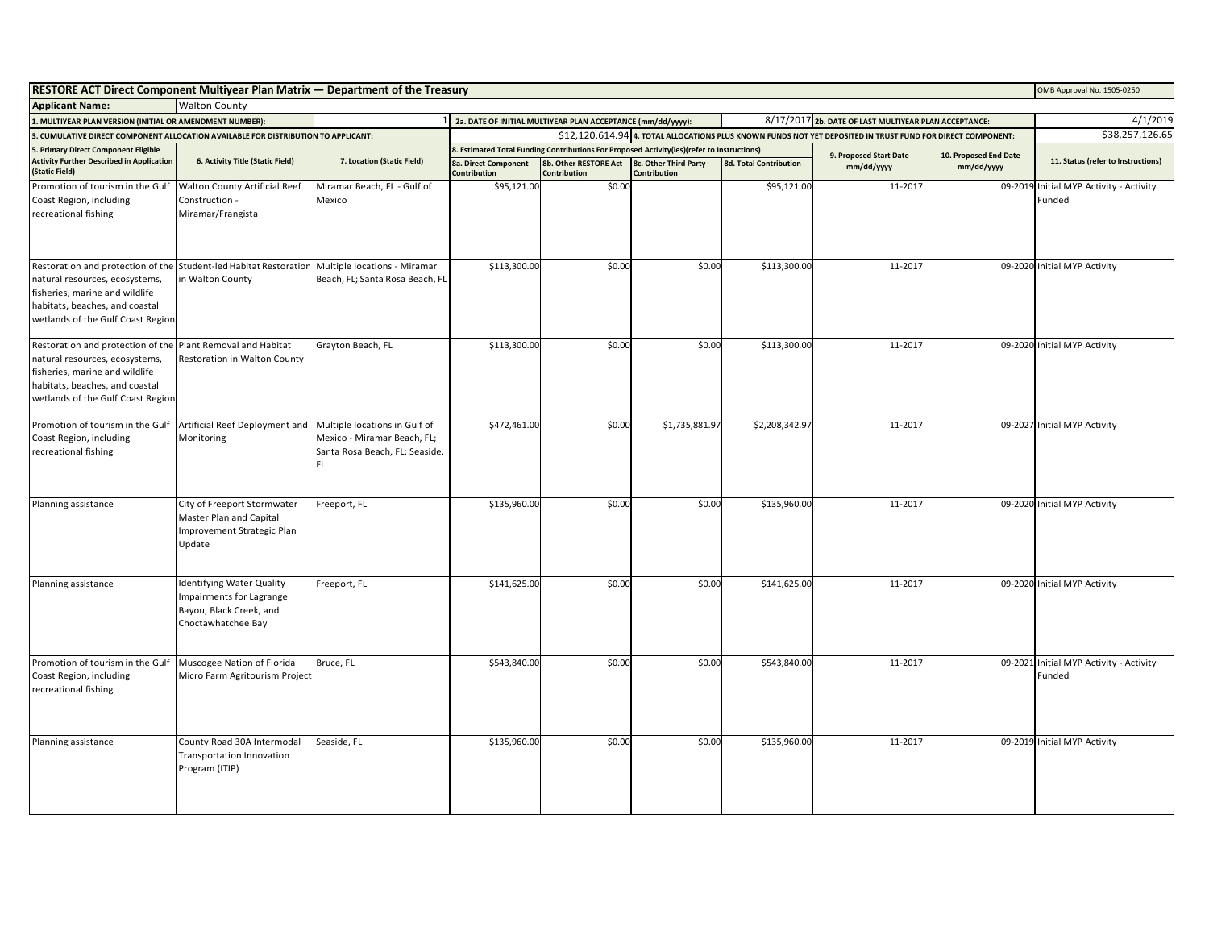**RESTORE ACT Direct Component Multiyear Plan Matrix — Department of the Treasury** OMB Approval No. 1505-0250

**Applicant Name:** Walton County

**1. MULTIYEAR PLAN VERSION (INITIAL OR AMENDMENT NUMBER):** 1

**2a. DATE OF INITIAL MULTIYEAR PLAN ACCEPTANCE (mm/dd/yyyy):** 8/17/2017

**2b. DATE OF LAST MULTIYEAR PLAN ACCEPTANCE:** 4/1/2019

**3. CUMULATIVE DIRECT COMPONENT ALLOCATION AVAILABLE FOR DISTRIBUTION TO APPLICANT:** $12,120,614.94

**4. TOTAL ALLOCATIONS PLUS KNOWN FUNDS NOT YET DEPOSITED IN TRUST FUND FOR DIRECT COMPONENT:** $38,257,126.65

| 5. Primary Direct Component Eligible Activity Further Described in Application (Static Field) | 6. Activity Title (Static Field) | 7. Location (Static Field) | 8. Estimated Total Funding Contributions For Proposed Activity(ies)(refer to Instructions) | | | | 9. Proposed Start Date mm/dd/yyyy | 10. Proposed End Date mm/dd/yyyy | 11. Status (refer to Instructions) |
|---|---|---|---|---|---|---|---|---|---|
| | | | 8a. Direct Component Contribution | 8b. Other RESTORE Act Contribution | 8c. Other Third Party Contribution | 8d. Total Contribution | | | |
| Promotion of tourism in the Gulf Coast Region, including recreational fishing | Walton County Artificial Reef Construction - Miramar/Frangista | Miramar Beach, FL - Gulf of Mexico | $95,121.00 | $0.00 | | $95,121.00 | 11-2017 | 09-2019 | Initial MYP Activity - Activity Funded |
| Restoration and protection of the natural resources, ecosystems, fisheries, marine and wildlife habitats, beaches, and coastal wetlands of the Gulf Coast Region | Student-led Habitat Restoration in Walton County | Multiple locations - Miramar Beach, FL; Santa Rosa Beach, FL | $113,300.00 | $0.00 | $0.00 | $113,300.00 | 11-2017 | 09-2020 | Initial MYP Activity |
| Restoration and protection of the natural resources, ecosystems, fisheries, marine and wildlife habitats, beaches, and coastal wetlands of the Gulf Coast Region | Plant Removal and Habitat Restoration in Walton County | Grayton Beach, FL | $113,300.00 | $0.00 | $0.00 | $113,300.00 | 11-2017 | 09-2020 | Initial MYP Activity |
| Promotion of tourism in the Gulf Coast Region, including recreational fishing | Artificial Reef Deployment and Monitoring | Multiple locations in Gulf of Mexico - Miramar Beach, FL; Santa Rosa Beach, FL; Seaside, FL | $472,461.00 | $0.00 | $1,735,881.97 | $2,208,342.97 | 11-2017 | 09-2027 | Initial MYP Activity |
| Planning assistance | City of Freeport Stormwater Master Plan and Capital Improvement Strategic Plan Update | Freeport, FL | $135,960.00 | $0.00 | $0.00 | $135,960.00 | 11-2017 | 09-2020 | Initial MYP Activity |
| Planning assistance | Identifying Water Quality Impairments for Lagrange Bayou, Black Creek, and Choctawhatchee Bay | Freeport, FL | $141,625.00 | $0.00 | $0.00 | $141,625.00 | 11-2017 | 09-2020 | Initial MYP Activity |
| Promotion of tourism in the Gulf Coast Region, including recreational fishing | Muscogee Nation of Florida Micro Farm Agritourism Project | Bruce, FL | $543,840.00 | $0.00 | $0.00 | $543,840.00 | 11-2017 | 09-2021 | Initial MYP Activity - Activity Funded |
| Planning assistance | County Road 30A Intermodal Transportation Innovation Program (ITIP) | Seaside, FL | $135,960.00 | $0.00 | $0.00 | $135,960.00 | 11-2017 | 09-2019 | Initial MYP Activity |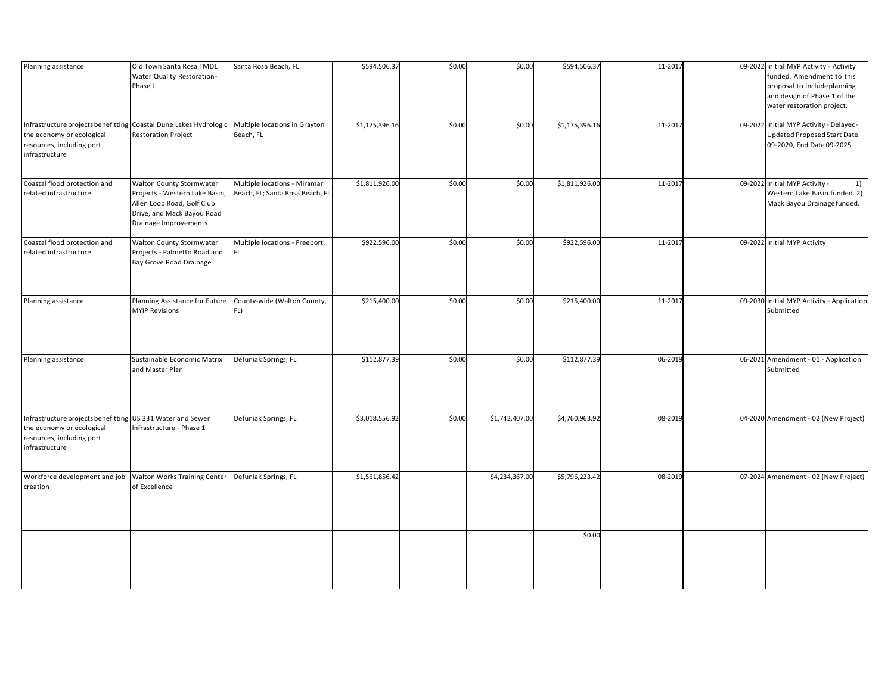| | | | | | | | | | |
|---|---|---|---|---|---|---|---|---|---|
| Planning assistance | Old Town Santa Rosa TMDL Water Quality Restoration-Phase I | Santa Rosa Beach, FL | $594,506.37 | $0.00 | $0.00 | $594,506.37 | 11-2017 | 09-2022 | Initial MYP Activity - Activity funded. Amendment to this proposal to include planning and design of Phase 1 of the water restoration project. |
| Infrastructure projects benefitting the economy or ecological resources, including port infrastructure | Coastal Dune Lakes Hydrologic Restoration Project | Multiple locations in Grayton Beach, FL | $1,175,396.16 | $0.00 | $0.00 | $1,175,396.16 | 11-2017 | 09-2022 | Initial MYP Activity - Delayed- Updated Proposed Start Date 09-2020, End Date 09-2025 |
| Coastal flood protection and related infrastructure | Walton County Stormwater Projects - Western Lake Basin, Allen Loop Road, Golf Club Drive, and Mack Bayou Road Drainage Improvements | Multiple locations - Miramar Beach, FL; Santa Rosa Beach, FL | $1,811,926.00 | $0.00 | $0.00 | $1,811,926.00 | 11-2017 | 09-2022 | Initial MYP Activity - 1) Western Lake Basin funded. 2) Mack Bayou Drainage funded. |
| Coastal flood protection and related infrastructure | Walton County Stormwater Projects - Palmetto Road and Bay Grove Road Drainage | Multiple locations - Freeport, FL | $922,596.00 | $0.00 | $0.00 | $922,596.00 | 11-2017 | 09-2022 | Initial MYP Activity |
| Planning assistance | Planning Assistance for Future MYIP Revisions | County-wide (Walton County, FL) | $215,400.00 | $0.00 | $0.00 | $215,400.00 | 11-2017 | 09-2030 | Initial MYP Activity - Application Submitted |
| Planning assistance | Sustainable Economic Matrix and Master Plan | Defuniak Springs, FL | $112,877.39 | $0.00 | $0.00 | $112,877.39 | 06-2019 | 06-2021 | Amendment - 01 - Application Submitted |
| Infrastructure projects benefitting the economy or ecological resources, including port infrastructure | US 331 Water and Sewer Infrastructure - Phase 1 | Defuniak Springs, FL | $3,018,556.92 | $0.00 | $1,742,407.00 | $4,760,963.92 | 08-2019 | 04-2020 | Amendment - 02 (New Project) |
| Workforce development and job creation | Walton Works Training Center of Excellence | Defuniak Springs, FL | $1,561,856.42 | | $4,234,367.00 | $5,796,223.42 | 08-2019 | 07-2024 | Amendment - 02 (New Project) |
| | | | | | | $0.00 | | | |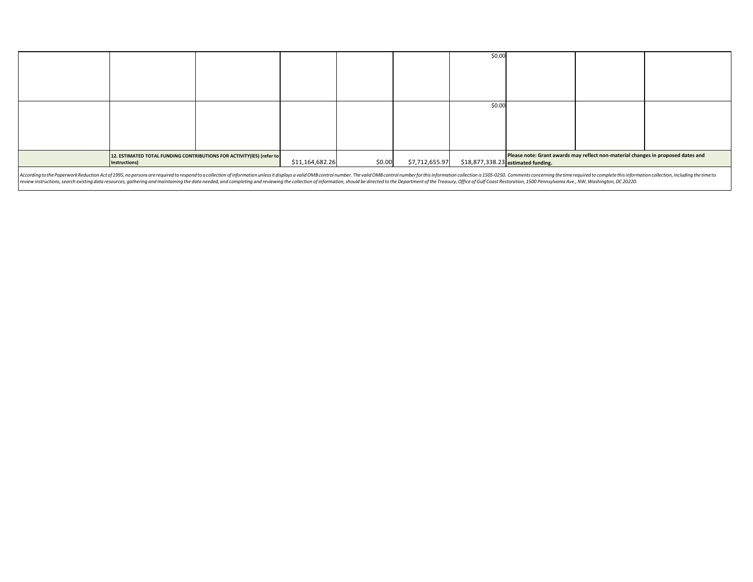| | | | | | | | | | |
|---|---|---|---|---|---|---|---|---|---|
| | | | | | | $0.00 | | | |
| | | | | | | $0.00 | | | |
| | **12. ESTIMATED TOTAL FUNDING CONTRIBUTIONS FOR ACTIVITY(IES) (refer to Instructions)** | | $11,164,682.26 | $0.00 | $7,712,655.97 | $18,877,338.23 | **Please note: Grant awards may reflect non-material changes in proposed dates and estimated funding.** | | |

*According to the Paperwork Reduction Act of 1995, no persons are required to respond to a collection of information unless it displays a valid OMB control number. The valid OMB control number for this information collection is 1505-0250. Comments concerning the time required to complete this information collection, including the time to review instructions, search existing data resources, gathering and maintaining the data needed, and completing and reviewing the collection of information, should be directed to the Department of the Treasury, Office of Gulf Coast Restoration, 1500 Pennsylvania Ave., NW, Washington, DC 20220.*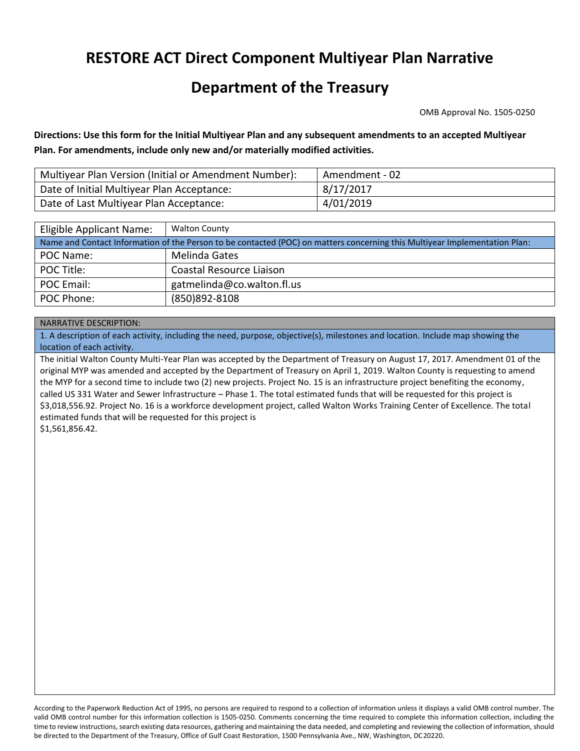# RESTORE ACT Direct Component Multiyear Plan Narrative

# Department of the Treasury

OMB Approval No. 1505-0250

**Directions: Use this form for the Initial Multiyear Plan and any subsequent amendments to an accepted Multiyear Plan. For amendments, include only new and/or materially modified activities.**

| Multiyear Plan Version (Initial or Amendment Number): | Amendment - 02 |
|---|---|
| Date of Initial Multiyear Plan Acceptance: | 8/17/2017 |
| Date of Last Multiyear Plan Acceptance: | 4/01/2019 |

| Eligible Applicant Name: | Walton County |
|---|---|
| Name and Contact Information of the Person to be contacted (POC) on matters concerning this Multiyear Implementation Plan: | |
| POC Name: | Melinda Gates |
| POC Title: | Coastal Resource Liaison |
| POC Email: | gatmelinda@co.walton.fl.us |
| POC Phone: | (850)892-8108 |

NARRATIVE DESCRIPTION:

1. A description of each activity, including the need, purpose, objective(s), milestones and location. Include map showing the location of each activity.

The initial Walton County Multi-Year Plan was accepted by the Department of Treasury on August 17, 2017. Amendment 01 of the original MYP was amended and accepted by the Department of Treasury on April 1, 2019. Walton County is requesting to amend the MYP for a second time to include two (2) new projects. Project No. 15 is an infrastructure project benefiting the economy, called US 331 Water and Sewer Infrastructure – Phase 1. The total estimated funds that will be requested for this project is $3,018,556.92. Project No. 16 is a workforce development project, called Walton Works Training Center of Excellence. The total estimated funds that will be requested for this project is
$1,561,856.42.

According to the Paperwork Reduction Act of 1995, no persons are required to respond to a collection of information unless it displays a valid OMB control number. The valid OMB control number for this information collection is 1505-0250. Comments concerning the time required to complete this information collection, including the time to review instructions, search existing data resources, gathering and maintaining the data needed, and completing and reviewing the collection of information, should be directed to the Department of the Treasury, Office of Gulf Coast Restoration, 1500 Pennsylvania Ave., NW, Washington, DC 20220.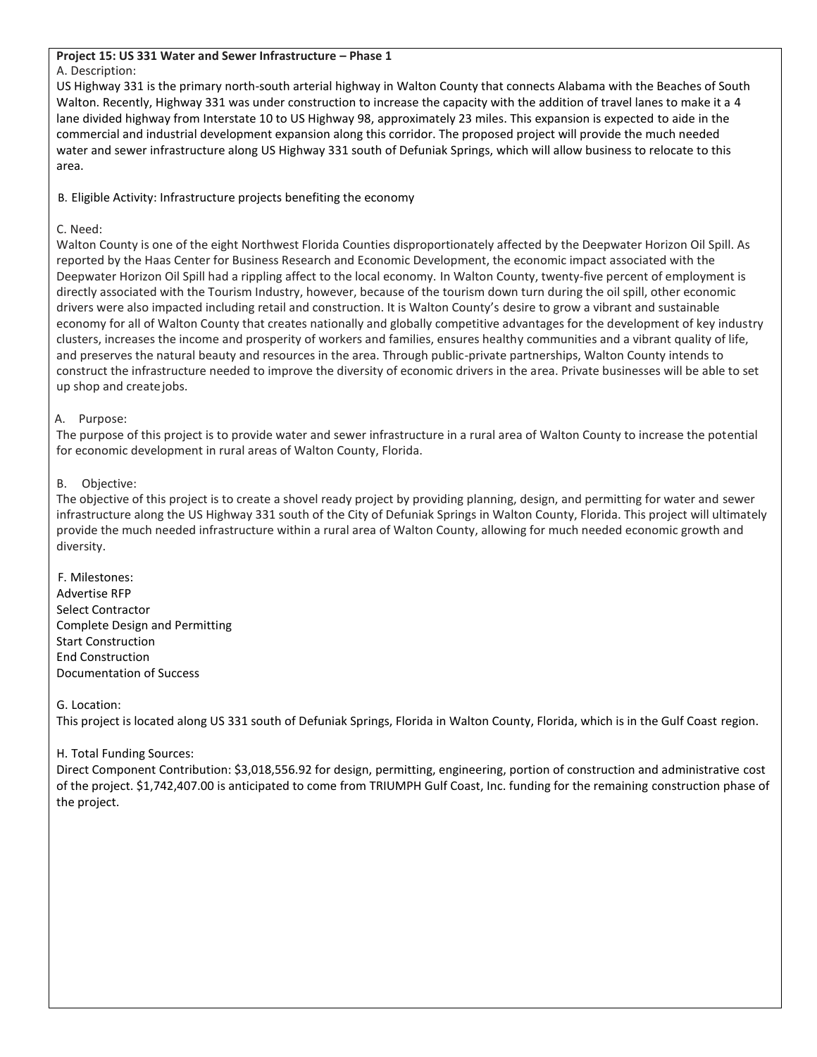**Project 15: US 331 Water and Sewer Infrastructure – Phase 1**

A. Description:

US Highway 331 is the primary north-south arterial highway in Walton County that connects Alabama with the Beaches of South Walton. Recently, Highway 331 was under construction to increase the capacity with the addition of travel lanes to make it a 4 lane divided highway from Interstate 10 to US Highway 98, approximately 23 miles. This expansion is expected to aide in the commercial and industrial development expansion along this corridor. The proposed project will provide the much needed water and sewer infrastructure along US Highway 331 south of Defuniak Springs, which will allow business to relocate to this area.

B. Eligible Activity: Infrastructure projects benefiting the economy

C. Need:

Walton County is one of the eight Northwest Florida Counties disproportionately affected by the Deepwater Horizon Oil Spill. As reported by the Haas Center for Business Research and Economic Development, the economic impact associated with the Deepwater Horizon Oil Spill had a rippling affect to the local economy. In Walton County, twenty-five percent of employment is directly associated with the Tourism Industry, however, because of the tourism down turn during the oil spill, other economic drivers were also impacted including retail and construction. It is Walton County's desire to grow a vibrant and sustainable economy for all of Walton County that creates nationally and globally competitive advantages for the development of key industry clusters, increases the income and prosperity of workers and families, ensures healthy communities and a vibrant quality of life, and preserves the natural beauty and resources in the area. Through public-private partnerships, Walton County intends to construct the infrastructure needed to improve the diversity of economic drivers in the area. Private businesses will be able to set up shop and create jobs.

A. Purpose:

The purpose of this project is to provide water and sewer infrastructure in a rural area of Walton County to increase the potential for economic development in rural areas of Walton County, Florida.

B. Objective:

The objective of this project is to create a shovel ready project by providing planning, design, and permitting for water and sewer infrastructure along the US Highway 331 south of the City of Defuniak Springs in Walton County, Florida. This project will ultimately provide the much needed infrastructure within a rural area of Walton County, allowing for much needed economic growth and diversity.

F. Milestones:

Advertise RFP
Select Contractor
Complete Design and Permitting
Start Construction
End Construction
Documentation of Success

G. Location:

This project is located along US 331 south of Defuniak Springs, Florida in Walton County, Florida, which is in the Gulf Coast region.

H. Total Funding Sources:

Direct Component Contribution: $3,018,556.92 for design, permitting, engineering, portion of construction and administrative cost of the project. $1,742,407.00 is anticipated to come from TRIUMPH Gulf Coast, Inc. funding for the remaining construction phase of the project.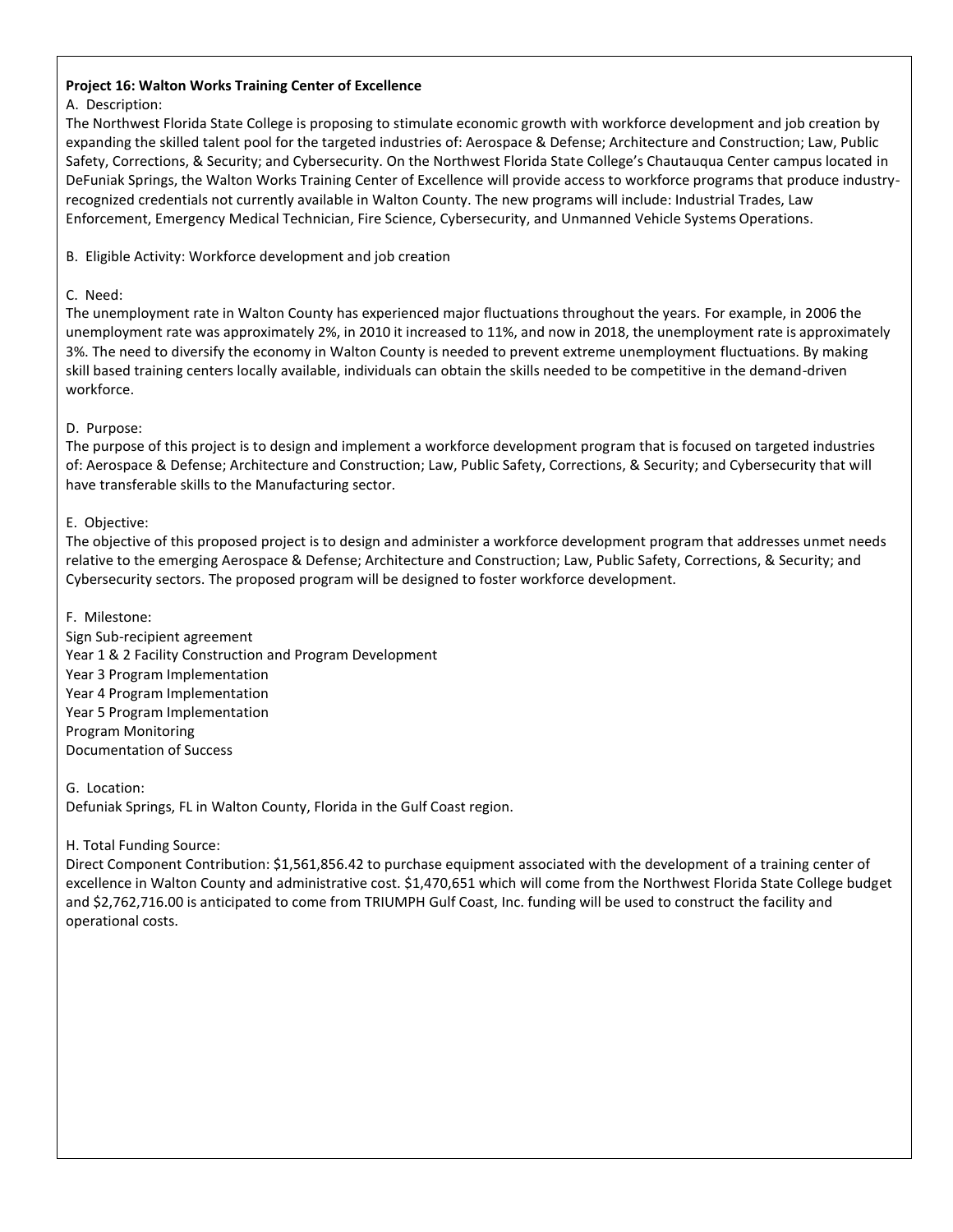**Project 16: Walton Works Training Center of Excellence**

A. Description:

The Northwest Florida State College is proposing to stimulate economic growth with workforce development and job creation by expanding the skilled talent pool for the targeted industries of: Aerospace & Defense; Architecture and Construction; Law, Public Safety, Corrections, & Security; and Cybersecurity. On the Northwest Florida State College's Chautauqua Center campus located in DeFuniak Springs, the Walton Works Training Center of Excellence will provide access to workforce programs that produce industry-recognized credentials not currently available in Walton County. The new programs will include: Industrial Trades, Law Enforcement, Emergency Medical Technician, Fire Science, Cybersecurity, and Unmanned Vehicle Systems Operations.

B. Eligible Activity: Workforce development and job creation

C. Need:

The unemployment rate in Walton County has experienced major fluctuations throughout the years. For example, in 2006 the unemployment rate was approximately 2%, in 2010 it increased to 11%, and now in 2018, the unemployment rate is approximately 3%. The need to diversify the economy in Walton County is needed to prevent extreme unemployment fluctuations. By making skill based training centers locally available, individuals can obtain the skills needed to be competitive in the demand-driven workforce.

D. Purpose:

The purpose of this project is to design and implement a workforce development program that is focused on targeted industries of: Aerospace & Defense; Architecture and Construction; Law, Public Safety, Corrections, & Security; and Cybersecurity that will have transferable skills to the Manufacturing sector.

E. Objective:

The objective of this proposed project is to design and administer a workforce development program that addresses unmet needs relative to the emerging Aerospace & Defense; Architecture and Construction; Law, Public Safety, Corrections, & Security; and Cybersecurity sectors. The proposed program will be designed to foster workforce development.

F. Milestone:

Sign Sub-recipient agreement
Year 1 & 2 Facility Construction and Program Development
Year 3 Program Implementation
Year 4 Program Implementation
Year 5 Program Implementation
Program Monitoring
Documentation of Success

G. Location:

Defuniak Springs, FL in Walton County, Florida in the Gulf Coast region.

H. Total Funding Source:

Direct Component Contribution: $1,561,856.42 to purchase equipment associated with the development of a training center of excellence in Walton County and administrative cost. $1,470,651 which will come from the Northwest Florida State College budget and $2,762,716.00 is anticipated to come from TRIUMPH Gulf Coast, Inc. funding will be used to construct the facility and operational costs.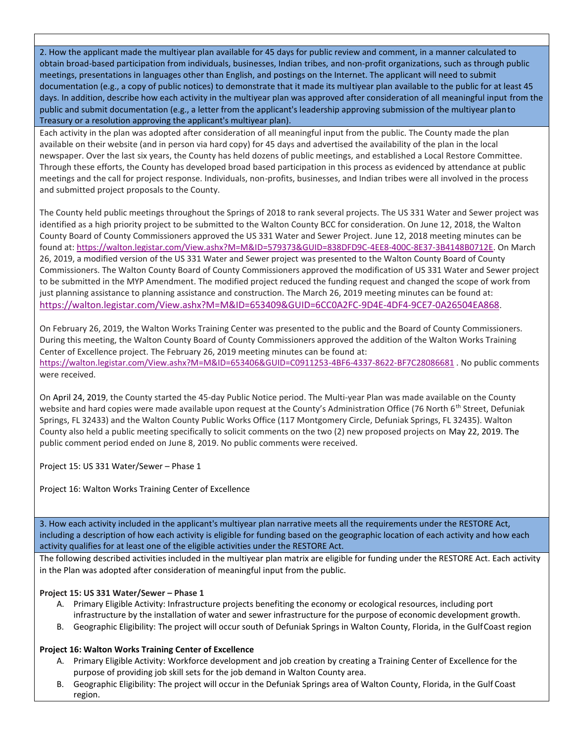**2. How the applicant made the multiyear plan available for 45 days for public review and comment, in a manner calculated to obtain broad-based participation from individuals, businesses, Indian tribes, and non-profit organizations, such as through public meetings, presentations in languages other than English, and postings on the Internet. The applicant will need to submit documentation (e.g., a copy of public notices) to demonstrate that it made its multiyear plan available to the public for at least 45 days. In addition, describe how each activity in the multiyear plan was approved after consideration of all meaningful input from the public and submit documentation (e.g., a letter from the applicant's leadership approving submission of the multiyear plan to Treasury or a resolution approving the applicant's multiyear plan).**

Each activity in the plan was adopted after consideration of all meaningful input from the public. The County made the plan available on their website (and in person via hard copy) for 45 days and advertised the availability of the plan in the local newspaper. Over the last six years, the County has held dozens of public meetings, and established a Local Restore Committee. Through these efforts, the County has developed broad based participation in this process as evidenced by attendance at public meetings and the call for project response. Individuals, non-profits, businesses, and Indian tribes were all involved in the process and submitted project proposals to the County.

The County held public meetings throughout the Springs of 2018 to rank several projects. The US 331 Water and Sewer project was identified as a high priority project to be submitted to the Walton County BCC for consideration. On June 12, 2018, the Walton County Board of County Commissioners approved the US 331 Water and Sewer Project. June 12, 2018 meeting minutes can be found at: https://walton.legistar.com/View.ashx?M=M&ID=579373&GUID=838DFD9C-4EE8-400C-8E37-3B4148B0712E. On March 26, 2019, a modified version of the US 331 Water and Sewer project was presented to the Walton County Board of County Commissioners. The Walton County Board of County Commissioners approved the modification of US 331 Water and Sewer project to be submitted in the MYP Amendment. The modified project reduced the funding request and changed the scope of work from just planning assistance to planning assistance and construction. The March 26, 2019 meeting minutes can be found at: https://walton.legistar.com/View.ashx?M=M&ID=653409&GUID=6CC0A2FC-9D4E-4DF4-9CE7-0A26504EA868.

On February 26, 2019, the Walton Works Training Center was presented to the public and the Board of County Commissioners. During this meeting, the Walton County Board of County Commissioners approved the addition of the Walton Works Training Center of Excellence project. The February 26, 2019 meeting minutes can be found at: https://walton.legistar.com/View.ashx?M=M&ID=653406&GUID=C0911253-4BF6-4337-8622-BF7C28086681 . No public comments were received.

On April 24, 2019, the County started the 45-day Public Notice period. The Multi-year Plan was made available on the County website and hard copies were made available upon request at the County's Administration Office (76 North 6th Street, Defuniak Springs, FL 32433) and the Walton County Public Works Office (117 Montgomery Circle, Defuniak Springs, FL 32435). Walton County also held a public meeting specifically to solicit comments on the two (2) new proposed projects on May 22, 2019. The public comment period ended on June 8, 2019. No public comments were received.

Project 15: US 331 Water/Sewer – Phase 1

Project 16: Walton Works Training Center of Excellence

**3. How each activity included in the applicant's multiyear plan narrative meets all the requirements under the RESTORE Act, including a description of how each activity is eligible for funding based on the geographic location of each activity and how each activity qualifies for at least one of the eligible activities under the RESTORE Act.**

The following described activities included in the multiyear plan matrix are eligible for funding under the RESTORE Act. Each activity in the Plan was adopted after consideration of meaningful input from the public.

**Project 15: US 331 Water/Sewer – Phase 1**

A. Primary Eligible Activity: Infrastructure projects benefiting the economy or ecological resources, including port infrastructure by the installation of water and sewer infrastructure for the purpose of economic development growth.
B. Geographic Eligibility: The project will occur south of Defuniak Springs in Walton County, Florida, in the Gulf Coast region

**Project 16: Walton Works Training Center of Excellence**

A. Primary Eligible Activity: Workforce development and job creation by creating a Training Center of Excellence for the purpose of providing job skill sets for the job demand in Walton County area.
B. Geographic Eligibility: The project will occur in the Defuniak Springs area of Walton County, Florida, in the Gulf Coast region.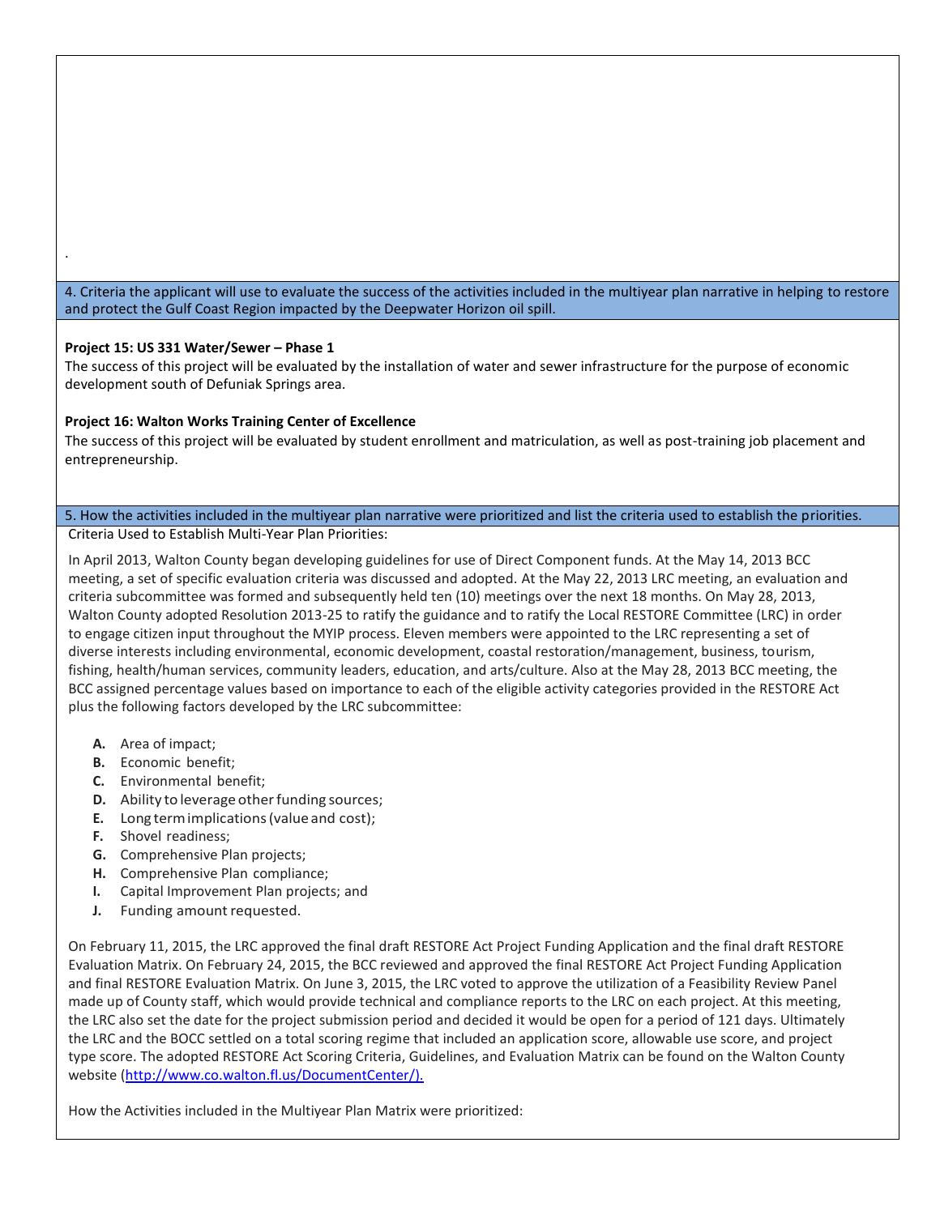.

**4. Criteria the applicant will use to evaluate the success of the activities included in the multiyear plan narrative in helping to restore and protect the Gulf Coast Region impacted by the Deepwater Horizon oil spill.**

**Project 15: US 331 Water/Sewer – Phase 1**

The success of this project will be evaluated by the installation of water and sewer infrastructure for the purpose of economic development south of Defuniak Springs area.

**Project 16: Walton Works Training Center of Excellence**

The success of this project will be evaluated by student enrollment and matriculation, as well as post-training job placement and entrepreneurship.

**5. How the activities included in the multiyear plan narrative were prioritized and list the criteria used to establish the priorities.**

Criteria Used to Establish Multi-Year Plan Priorities:

In April 2013, Walton County began developing guidelines for use of Direct Component funds. At the May 14, 2013 BCC meeting, a set of specific evaluation criteria was discussed and adopted. At the May 22, 2013 LRC meeting, an evaluation and criteria subcommittee was formed and subsequently held ten (10) meetings over the next 18 months. On May 28, 2013, Walton County adopted Resolution 2013-25 to ratify the guidance and to ratify the Local RESTORE Committee (LRC) in order to engage citizen input throughout the MYIP process. Eleven members were appointed to the LRC representing a set of diverse interests including environmental, economic development, coastal restoration/management, business, tourism, fishing, health/human services, community leaders, education, and arts/culture. Also at the May 28, 2013 BCC meeting, the BCC assigned percentage values based on importance to each of the eligible activity categories provided in the RESTORE Act plus the following factors developed by the LRC subcommittee:

- **A.** Area of impact;
- **B.** Economic benefit;
- **C.** Environmental benefit;
- **D.** Ability to leverage other funding sources;
- **E.** Long term implications (value and cost);
- **F.** Shovel readiness;
- **G.** Comprehensive Plan projects;
- **H.** Comprehensive Plan compliance;
- **I.** Capital Improvement Plan projects; and
- **J.** Funding amount requested.

On February 11, 2015, the LRC approved the final draft RESTORE Act Project Funding Application and the final draft RESTORE Evaluation Matrix. On February 24, 2015, the BCC reviewed and approved the final RESTORE Act Project Funding Application and final RESTORE Evaluation Matrix. On June 3, 2015, the LRC voted to approve the utilization of a Feasibility Review Panel made up of County staff, which would provide technical and compliance reports to the LRC on each project. At this meeting, the LRC also set the date for the project submission period and decided it would be open for a period of 121 days. Ultimately the LRC and the BOCC settled on a total scoring regime that included an application score, allowable use score, and project type score. The adopted RESTORE Act Scoring Criteria, Guidelines, and Evaluation Matrix can be found on the Walton County website (http://www.co.walton.fl.us/DocumentCenter/).

How the Activities included in the Multiyear Plan Matrix were prioritized: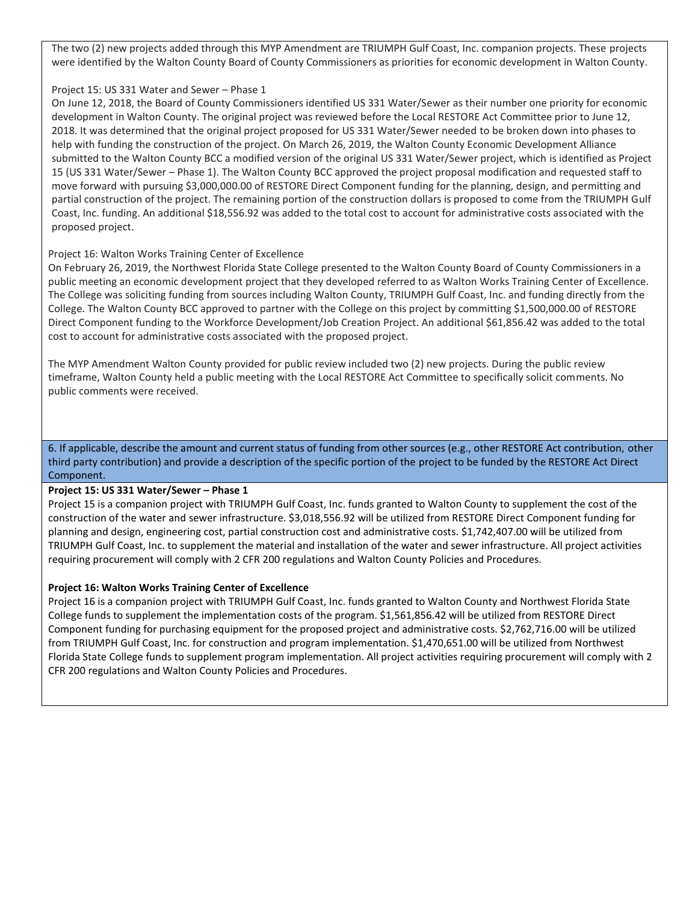The two (2) new projects added through this MYP Amendment are TRIUMPH Gulf Coast, Inc. companion projects. These projects were identified by the Walton County Board of County Commissioners as priorities for economic development in Walton County.

Project 15: US 331 Water and Sewer – Phase 1

On June 12, 2018, the Board of County Commissioners identified US 331 Water/Sewer as their number one priority for economic development in Walton County. The original project was reviewed before the Local RESTORE Act Committee prior to June 12, 2018. It was determined that the original project proposed for US 331 Water/Sewer needed to be broken down into phases to help with funding the construction of the project. On March 26, 2019, the Walton County Economic Development Alliance submitted to the Walton County BCC a modified version of the original US 331 Water/Sewer project, which is identified as Project 15 (US 331 Water/Sewer – Phase 1). The Walton County BCC approved the project proposal modification and requested staff to move forward with pursuing $3,000,000.00 of RESTORE Direct Component funding for the planning, design, and permitting and partial construction of the project. The remaining portion of the construction dollars is proposed to come from the TRIUMPH Gulf Coast, Inc. funding. An additional $18,556.92 was added to the total cost to account for administrative costs associated with the proposed project.

Project 16: Walton Works Training Center of Excellence

On February 26, 2019, the Northwest Florida State College presented to the Walton County Board of County Commissioners in a public meeting an economic development project that they developed referred to as Walton Works Training Center of Excellence. The College was soliciting funding from sources including Walton County, TRIUMPH Gulf Coast, Inc. and funding directly from the College. The Walton County BCC approved to partner with the College on this project by committing $1,500,000.00 of RESTORE Direct Component funding to the Workforce Development/Job Creation Project. An additional $61,856.42 was added to the total cost to account for administrative costs associated with the proposed project.

The MYP Amendment Walton County provided for public review included two (2) new projects. During the public review timeframe, Walton County held a public meeting with the Local RESTORE Act Committee to specifically solicit comments. No public comments were received.

6. If applicable, describe the amount and current status of funding from other sources (e.g., other RESTORE Act contribution, other third party contribution) and provide a description of the specific portion of the project to be funded by the RESTORE Act Direct Component.

**Project 15: US 331 Water/Sewer – Phase 1**

Project 15 is a companion project with TRIUMPH Gulf Coast, Inc. funds granted to Walton County to supplement the cost of the construction of the water and sewer infrastructure. $3,018,556.92 will be utilized from RESTORE Direct Component funding for planning and design, engineering cost, partial construction cost and administrative costs. $1,742,407.00 will be utilized from TRIUMPH Gulf Coast, Inc. to supplement the material and installation of the water and sewer infrastructure. All project activities requiring procurement will comply with 2 CFR 200 regulations and Walton County Policies and Procedures.

**Project 16: Walton Works Training Center of Excellence**

Project 16 is a companion project with TRIUMPH Gulf Coast, Inc. funds granted to Walton County and Northwest Florida State College funds to supplement the implementation costs of the program. $1,561,856.42 will be utilized from RESTORE Direct Component funding for purchasing equipment for the proposed project and administrative costs. $2,762,716.00 will be utilized from TRIUMPH Gulf Coast, Inc. for construction and program implementation. $1,470,651.00 will be utilized from Northwest Florida State College funds to supplement program implementation. All project activities requiring procurement will comply with 2 CFR 200 regulations and Walton County Policies and Procedures.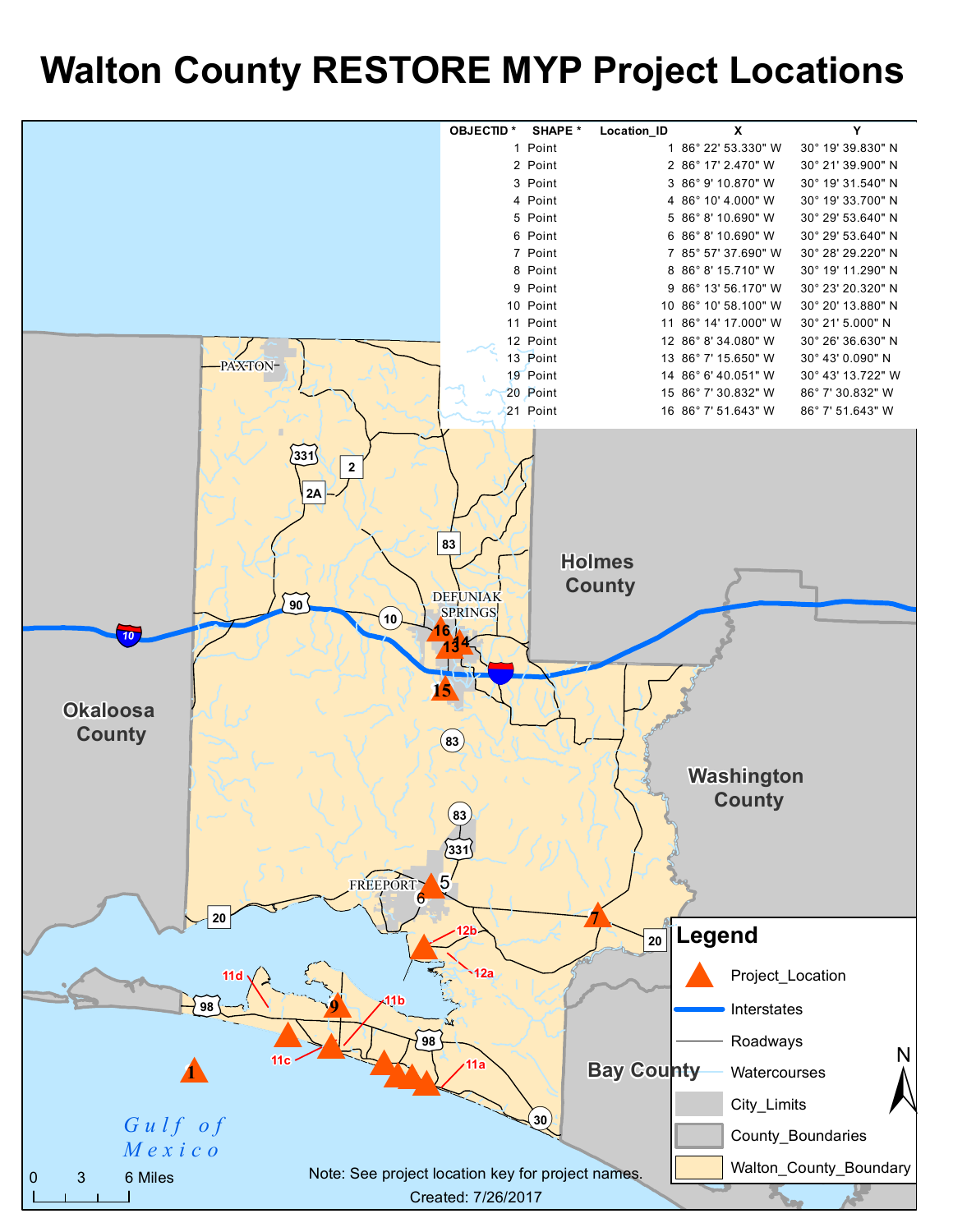# Walton County RESTORE MYP Project Locations

| OBJECTID * | SHAPE * | Location_ID | X | Y |
|---|---|---|---|---|
| 1 | Point | 1 | 86° 22' 53.330" W | 30° 19' 39.830" N |
| 2 | Point | 2 | 86° 17' 2.470" W | 30° 21' 39.900" N |
| 3 | Point | 3 | 86° 9' 10.870" W | 30° 19' 31.540" N |
| 4 | Point | 4 | 86° 10' 4.000" W | 30° 19' 33.700" N |
| 5 | Point | 5 | 86° 8' 10.690" W | 30° 29' 53.640" N |
| 6 | Point | 6 | 86° 8' 10.690" W | 30° 29' 53.640" N |
| 7 | Point | 7 | 85° 57' 37.690" W | 30° 28' 29.220" N |
| 8 | Point | 8 | 86° 8' 15.710" W | 30° 19' 11.290" N |
| 9 | Point | 9 | 86° 13' 56.170" W | 30° 23' 20.320" N |
| 10 | Point | 10 | 86° 10' 58.100" W | 30° 20' 13.880" N |
| 11 | Point | 11 | 86° 14' 17.000" W | 30° 21' 5.000" N |
| 12 | Point | 12 | 86° 8' 34.080" W | 30° 26' 36.630" N |
| 13 | Point | 13 | 86° 7' 15.650" W | 30° 43' 0.090" N |
| 19 | Point | 14 | 86° 6' 40.051" W | 30° 43' 13.722" W |
| 20 | Point | 15 | 86° 7' 30.832" W | 86° 7' 30.832" W |
| 21 | Point | 16 | 86° 7' 51.643" W | 86° 7' 51.643" W |

**Legend**
- Project_Location
- Interstates
- Roadways
- Watercourses
- City_Limits
- County_Boundaries
- Walton_County_Boundary

Note: See project location key for project names.

Created: 7/26/2017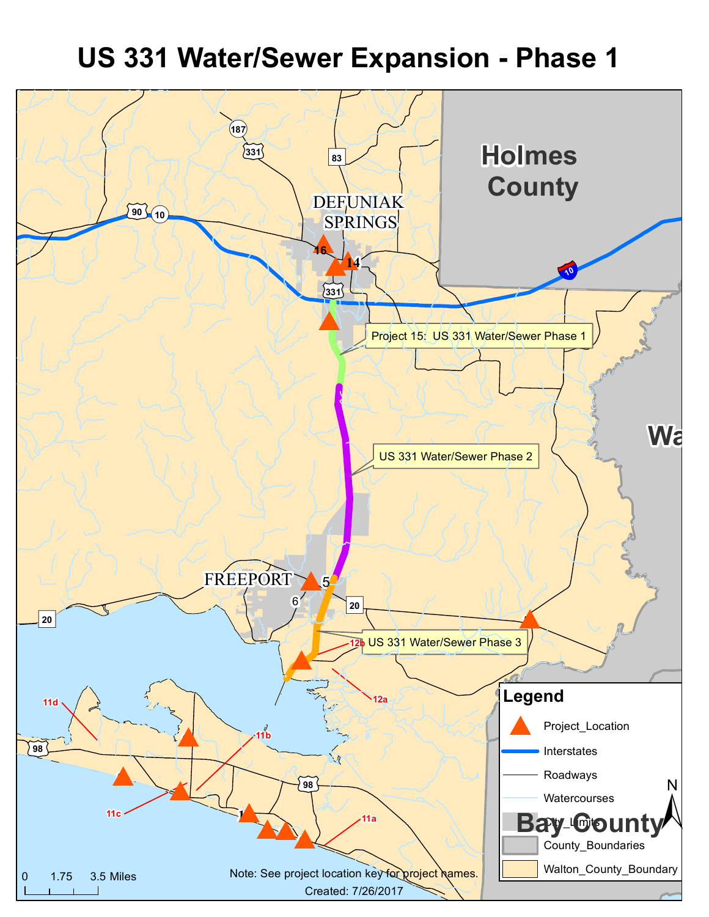# US 331 Water/Sewer Expansion - Phase 1

Holmes County

DEFUNIAK SPRINGS

187

331

83

90

10

16

14

331

10

Project 15: US 331 Water/Sewer Phase 1

US 331 Water/Sewer Phase 2

Wa

FREEPORT

5

6

20

20

US 331 Water/Sewer Phase 3

12b

12a

11d

11b

98

11c

98

1

11a

Bay County

Legend

Project_Location

Interstates

Roadways

Watercourses

City_Limits

County_Boundaries

Walton_County_Boundary

N

0 1.75 3.5 Miles

Note: See project location key for project names.

Created: 7/26/2017